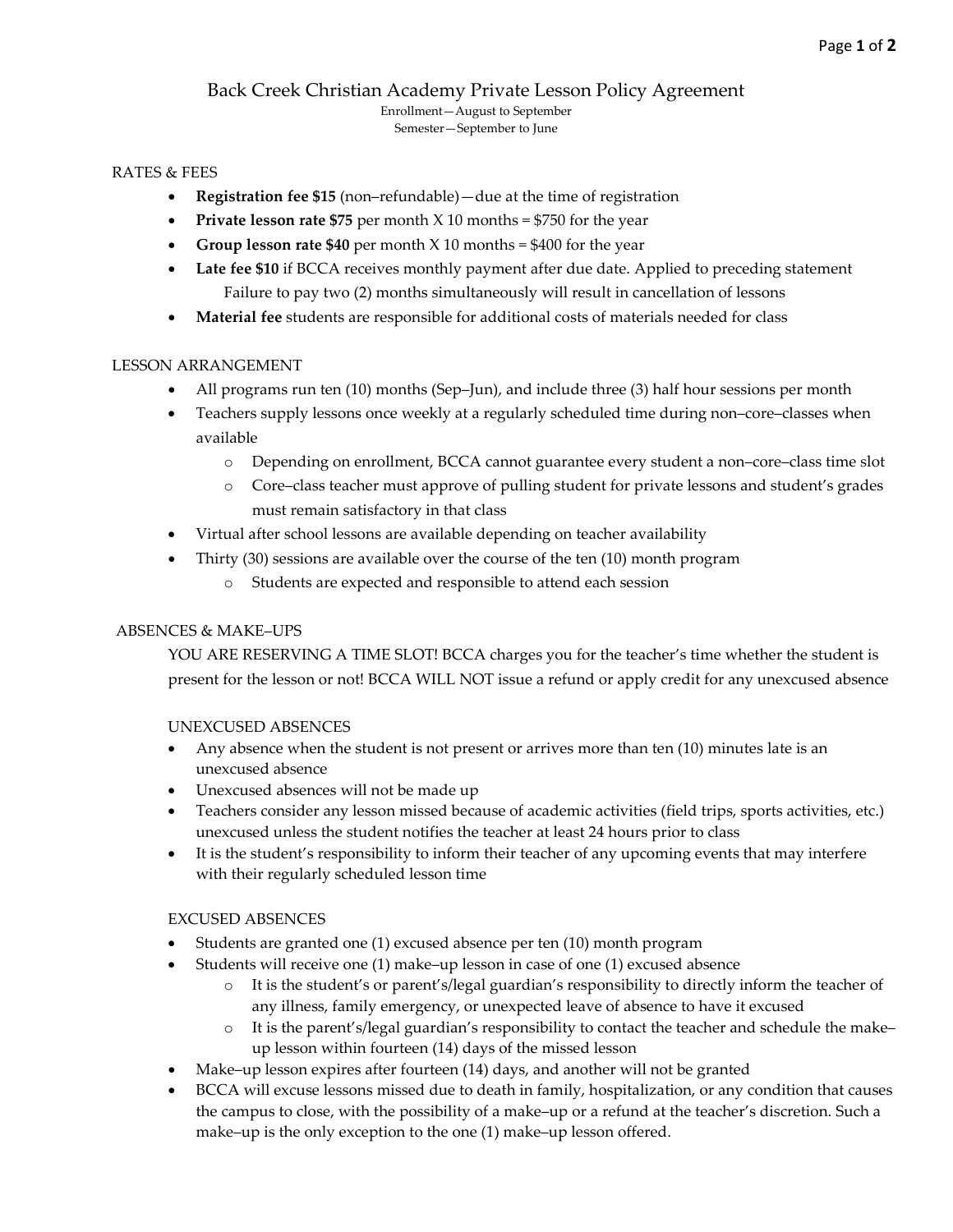# Back Creek Christian Academy Private Lesson Policy Agreement

Enrollment—August to September
Semester—September to June

## RATES & FEES

- **Registration fee $15** (non–refundable)—due at the time of registration
- **Private lesson rate $75** per month X 10 months = $750 for the year
- **Group lesson rate $40** per month X 10 months = $400 for the year
- **Late fee $10** if BCCA receives monthly payment after due date. Applied to preceding statement
  Failure to pay two (2) months simultaneously will result in cancellation of lessons
- **Material fee** students are responsible for additional costs of materials needed for class

## LESSON ARRANGEMENT

- All programs run ten (10) months (Sep–Jun), and include three (3) half hour sessions per month
- Teachers supply lessons once weekly at a regularly scheduled time during non–core–classes when available
  - Depending on enrollment, BCCA cannot guarantee every student a non–core–class time slot
  - Core–class teacher must approve of pulling student for private lessons and student's grades must remain satisfactory in that class
- Virtual after school lessons are available depending on teacher availability
- Thirty (30) sessions are available over the course of the ten (10) month program
  - Students are expected and responsible to attend each session

## ABSENCES & MAKE–UPS

YOU ARE RESERVING A TIME SLOT! BCCA charges you for the teacher's time whether the student is present for the lesson or not! BCCA WILL NOT issue a refund or apply credit for any unexcused absence

### UNEXCUSED ABSENCES

- Any absence when the student is not present or arrives more than ten (10) minutes late is an unexcused absence
- Unexcused absences will not be made up
- Teachers consider any lesson missed because of academic activities (field trips, sports activities, etc.) unexcused unless the student notifies the teacher at least 24 hours prior to class
- It is the student's responsibility to inform their teacher of any upcoming events that may interfere with their regularly scheduled lesson time

### EXCUSED ABSENCES

- Students are granted one (1) excused absence per ten (10) month program
- Students will receive one (1) make–up lesson in case of one (1) excused absence
  - It is the student's or parent's/legal guardian's responsibility to directly inform the teacher of any illness, family emergency, or unexpected leave of absence to have it excused
  - It is the parent's/legal guardian's responsibility to contact the teacher and schedule the make–up lesson within fourteen (14) days of the missed lesson
- Make–up lesson expires after fourteen (14) days, and another will not be granted
- BCCA will excuse lessons missed due to death in family, hospitalization, or any condition that causes the campus to close, with the possibility of a make–up or a refund at the teacher's discretion. Such a make–up is the only exception to the one (1) make–up lesson offered.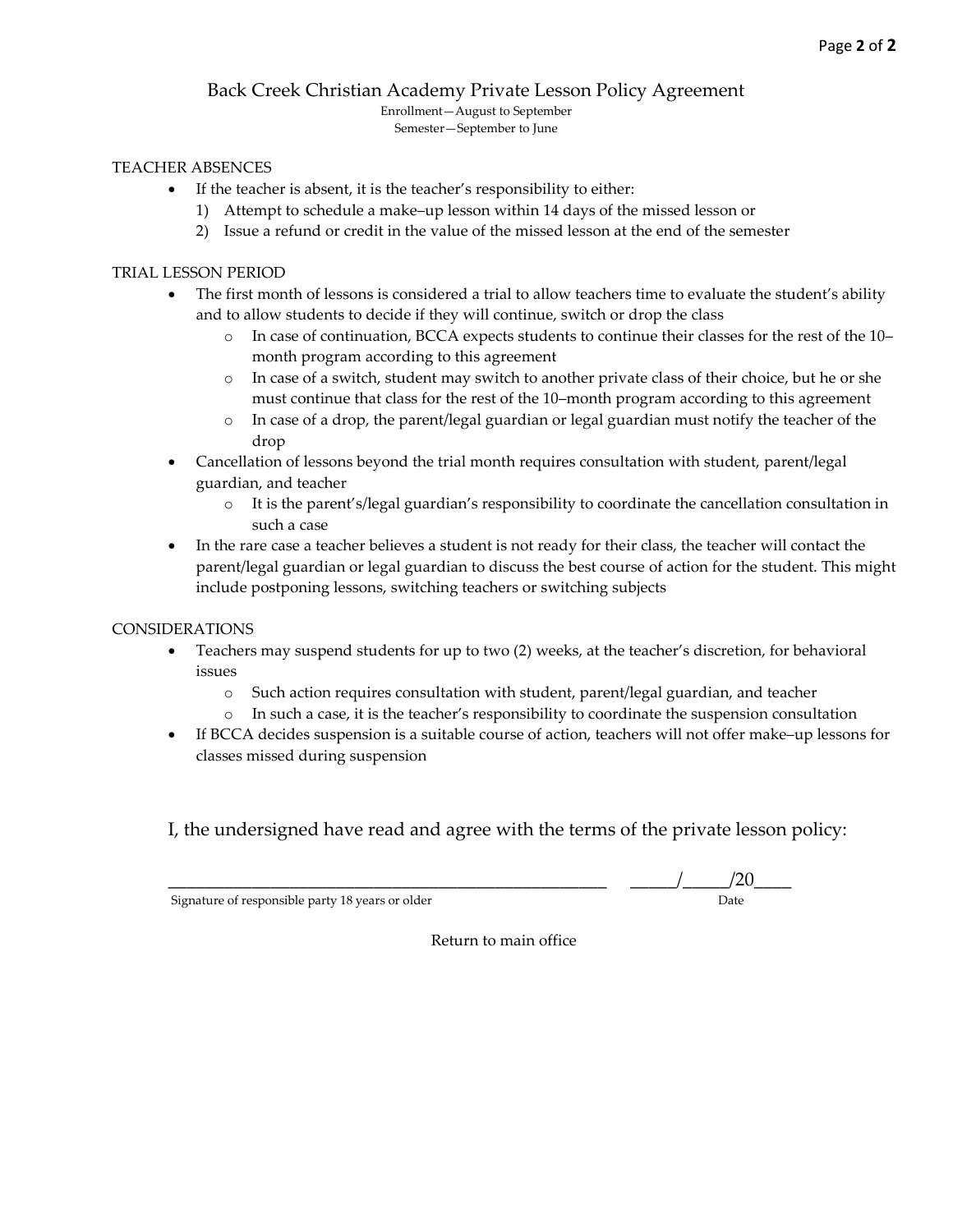# Back Creek Christian Academy Private Lesson Policy Agreement

Enrollment—August to September
Semester—September to June

## TEACHER ABSENCES

- If the teacher is absent, it is the teacher's responsibility to either:
  1) Attempt to schedule a make–up lesson within 14 days of the missed lesson or
  2) Issue a refund or credit in the value of the missed lesson at the end of the semester

## TRIAL LESSON PERIOD

- The first month of lessons is considered a trial to allow teachers time to evaluate the student's ability and to allow students to decide if they will continue, switch or drop the class
  - In case of continuation, BCCA expects students to continue their classes for the rest of the 10–month program according to this agreement
  - In case of a switch, student may switch to another private class of their choice, but he or she must continue that class for the rest of the 10–month program according to this agreement
  - In case of a drop, the parent/legal guardian or legal guardian must notify the teacher of the drop
- Cancellation of lessons beyond the trial month requires consultation with student, parent/legal guardian, and teacher
  - It is the parent's/legal guardian's responsibility to coordinate the cancellation consultation in such a case
- In the rare case a teacher believes a student is not ready for their class, the teacher will contact the parent/legal guardian or legal guardian to discuss the best course of action for the student. This might include postponing lessons, switching teachers or switching subjects

## CONSIDERATIONS

- Teachers may suspend students for up to two (2) weeks, at the teacher's discretion, for behavioral issues
  - Such action requires consultation with student, parent/legal guardian, and teacher
  - In such a case, it is the teacher's responsibility to coordinate the suspension consultation
- If BCCA decides suspension is a suitable course of action, teachers will not offer make–up lessons for classes missed during suspension

I, the undersigned have read and agree with the terms of the private lesson policy:

\_\_\_\_\_\_\_\_\_\_\_\_\_\_\_\_\_\_\_\_\_\_\_\_\_\_\_\_\_\_\_\_\_\_\_\_\_\_\_\_\_\_\_\_\_\_\_\_\_\_\_\_ \_\_\_\_\_/\_\_\_\_\_/20\_\_\_\_
Signature of responsible party 18 years or older — Date

Return to main office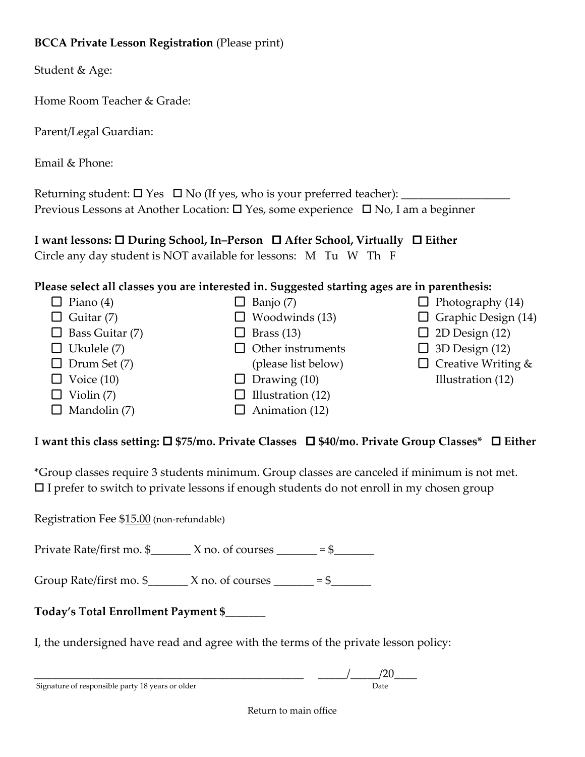**BCCA Private Lesson Registration** (Please print)

Student & Age:

Home Room Teacher & Grade:

Parent/Legal Guardian:

Email & Phone:

Returning student: ☐ Yes ☐ No (If yes, who is your preferred teacher): ___________________
Previous Lessons at Another Location: ☐ Yes, some experience ☐ No, I am a beginner

**I want lessons: ☐ During School, In–Person ☐ After School, Virtually ☐ Either**
Circle any day student is NOT available for lessons: M Tu W Th F

**Please select all classes you are interested in. Suggested starting ages are in parenthesis:**

- ☐ Piano (4)
- ☐ Guitar (7)
- ☐ Bass Guitar (7)
- ☐ Ukulele (7)
- ☐ Drum Set (7)
- ☐ Voice (10)
- ☐ Violin (7)
- ☐ Mandolin (7)
- ☐ Banjo (7)
- ☐ Woodwinds (13)
- ☐ Brass (13)
- ☐ Other instruments (please list below)
- ☐ Drawing (10)
- ☐ Illustration (12)
- ☐ Animation (12)
- ☐ Photography (14)
- ☐ Graphic Design (14)
- ☐ 2D Design (12)
- ☐ 3D Design (12)
- ☐ Creative Writing & Illustration (12)

**I want this class setting: ☐ $75/mo. Private Classes ☐ $40/mo. Private Group Classes* ☐ Either**

*Group classes require 3 students minimum. Group classes are canceled if minimum is not met.
☐ I prefer to switch to private lessons if enough students do not enroll in my chosen group

Registration Fee $15.00 (non-refundable)

Private Rate/first mo. $_______ X no. of courses _______ = $_______

Group Rate/first mo. $_______ X no. of courses _______ = $_______

**Today's Total Enrollment Payment $_______**

I, the undersigned have read and agree with the terms of the private lesson policy:

_________________________________________________ _____/_____/20____
Signature of responsible party 18 years or older Date

Return to main office